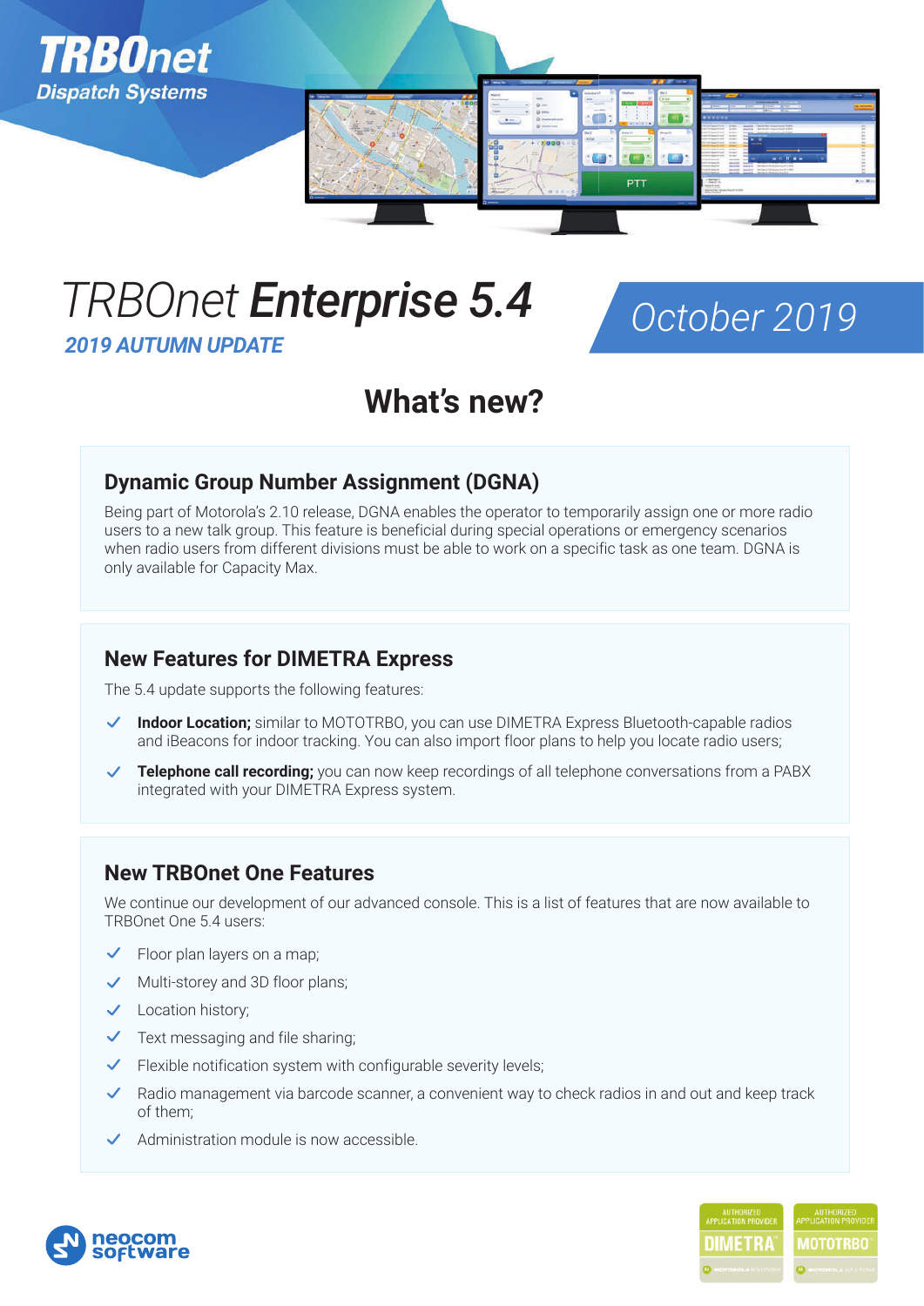TRBOnet
Dispatch Systems

# TRBOnet **Enterprise 5.4**

***2019 AUTUMN UPDATE***

*October 2019*

## What's new?

### Dynamic Group Number Assignment (DGNA)

Being part of Motorola's 2.10 release, DGNA enables the operator to temporarily assign one or more radio users to a new talk group. This feature is beneficial during special operations or emergency scenarios when radio users from different divisions must be able to work on a specific task as one team. DGNA is only available for Capacity Max.

### New Features for DIMETRA Express

The 5.4 update supports the following features:

- **Indoor Location;** similar to MOTOTRBO, you can use DIMETRA Express Bluetooth-capable radios and iBeacons for indoor tracking. You can also import floor plans to help you locate radio users;
- **Telephone call recording;** you can now keep recordings of all telephone conversations from a PABX integrated with your DIMETRA Express system.

### New TRBOnet One Features

We continue our development of our advanced console. This is a list of features that are now available to TRBOnet One 5.4 users:

- Floor plan layers on a map;
- Multi-storey and 3D floor plans;
- Location history;
- Text messaging and file sharing;
- Flexible notification system with configurable severity levels;
- Radio management via barcode scanner, a convenient way to check radios in and out and keep track of them;
- Administration module is now accessible.

neocom software

AUTHORIZED APPLICATION PROVIDER DIMETRA MOTOROLA SOLUTIONS

AUTHORIZED APPLICATION PROVIDER MOTOTRBO MOTOROLA SOLUTIONS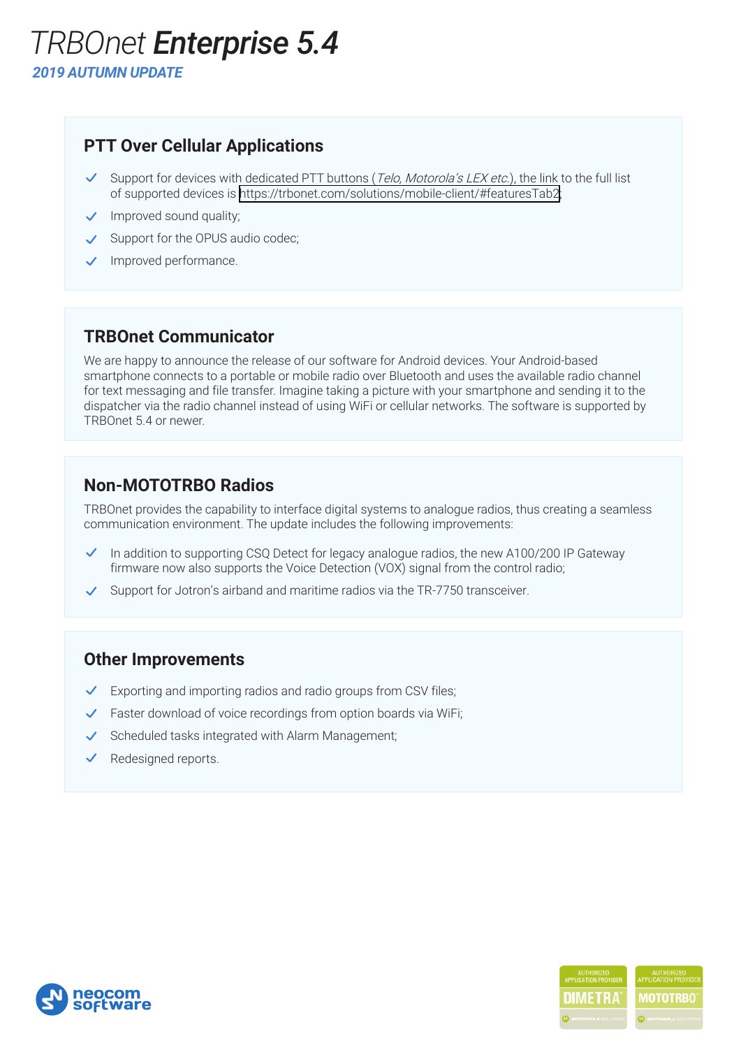# TRBOnet *Enterprise 5.4*

***2019 AUTUMN UPDATE***

## PTT Over Cellular Applications

- Support for devices with dedicated PTT buttons (*Telo, Motorola's LEX etc.*), the link to the full list of supported devices is https://trbonet.com/solutions/mobile-client/#featuresTab2;
- Improved sound quality;
- Support for the OPUS audio codec;
- Improved performance.

## TRBOnet Communicator

We are happy to announce the release of our software for Android devices. Your Android-based smartphone connects to a portable or mobile radio over Bluetooth and uses the available radio channel for text messaging and file transfer. Imagine taking a picture with your smartphone and sending it to the dispatcher via the radio channel instead of using WiFi or cellular networks. The software is supported by TRBOnet 5.4 or newer.

## Non-MOTOTRBO Radios

TRBOnet provides the capability to interface digital systems to analogue radios, thus creating a seamless communication environment. The update includes the following improvements:

- In addition to supporting CSQ Detect for legacy analogue radios, the new A100/200 IP Gateway firmware now also supports the Voice Detection (VOX) signal from the control radio;
- Support for Jotron's airband and maritime radios via the TR-7750 transceiver.

## Other Improvements

- Exporting and importing radios and radio groups from CSV files;
- Faster download of voice recordings from option boards via WiFi;
- Scheduled tasks integrated with Alarm Management;
- Redesigned reports.